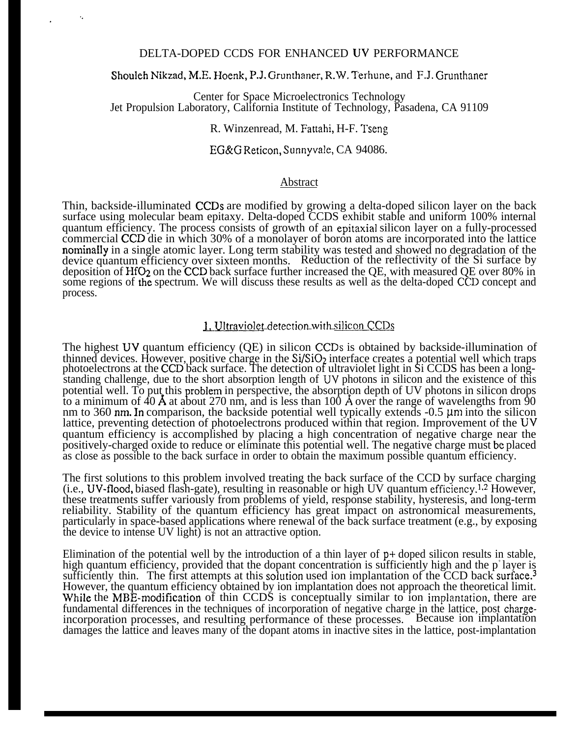# DELTA-DOPED CCDS FOR ENHANCED UV PERFORMANCE

Shouleh Nikzad, M.E. Hoenk, P.J. Grunthaner, R.W. Terhune, and F.J. Grunthaner

Center for Space Microelectronics Technology
Jet Propulsion Laboratory, California Institute of Technology, Pasadena, CA 91109

R. Winzenread, M. Fattahi, H-F. Tseng

EG&G Reticon, Sunnyvale, CA 94086.

## Abstract

Thin, backside-illuminated CCDs are modified by growing a delta-doped silicon layer on the back surface using molecular beam epitaxy. Delta-doped CCDS exhibit stable and uniform 100% internal quantum efficiency. The process consists of growth of an epitaxial silicon layer on a fully-processed commercial CCD die in which 30% of a monolayer of boron atoms are incorporated into the lattice nominally in a single atomic layer. Long term stability was tested and showed no degradation of the device quantum efficiency over sixteen months. Reduction of the reflectivity of the Si surface by deposition of $HfO_2$ on the CCD back surface further increased the QE, with measured QE over 80% in some regions of the spectrum. We will discuss these results as well as the delta-doped CCD concept and process.

## 1. Ultraviolet detection with silicon CCDs

The highest UV quantum efficiency (QE) in silicon CCDs is obtained by backside-illumination of thinned devices. However, positive charge in the $Si/SiO_2$ interface creates a potential well which traps photoelectrons at the CCD back surface. The detection of ultraviolet light in Si CCDS has been a long-standing challenge, due to the short absorption length of UV photons in silicon and the existence of this potential well. To put this problem in perspective, the absorption depth of UV photons in silicon drops to a minimum of 40 Å at about 270 nm, and is less than 100 Å over the range of wavelengths from 90 nm to 360 nm. In comparison, the backside potential well typically extends -0.5 µm into the silicon lattice, preventing detection of photoelectrons produced within that region. Improvement of the UV quantum efficiency is accomplished by placing a high concentration of negative charge near the positively-charged oxide to reduce or eliminate this potential well. The negative charge must be placed as close as possible to the back surface in order to obtain the maximum possible quantum efficiency.

The first solutions to this problem involved treating the back surface of the CCD by surface charging (i.e., UV-flood, biased flash-gate), resulting in reasonable or high UV quantum efficiency.[1,2] However, these treatments suffer variously from problems of yield, response stability, hysteresis, and long-term reliability. Stability of the quantum efficiency has great impact on astronomical measurements, particularly in space-based applications where renewal of the back surface treatment (e.g., by exposing the device to intense UV light) is not an attractive option.

Elimination of the potential well by the introduction of a thin layer of p+ doped silicon results in stable, high quantum efficiency, provided that the dopant concentration is sufficiently high and the $p^+$ layer is sufficiently thin. The first attempts at this solution used ion implantation of the CCD back surface.[3] However, the quantum efficiency obtained by ion implantation does not approach the theoretical limit. While the MBE-modification of thin CCDS is conceptually similar to ion implantation, there are fundamental differences in the techniques of incorporation of negative charge in the lattice, post charge-incorporation processes, and resulting performance of these processes. Because ion implantation damages the lattice and leaves many of the dopant atoms in inactive sites in the lattice, post-implantation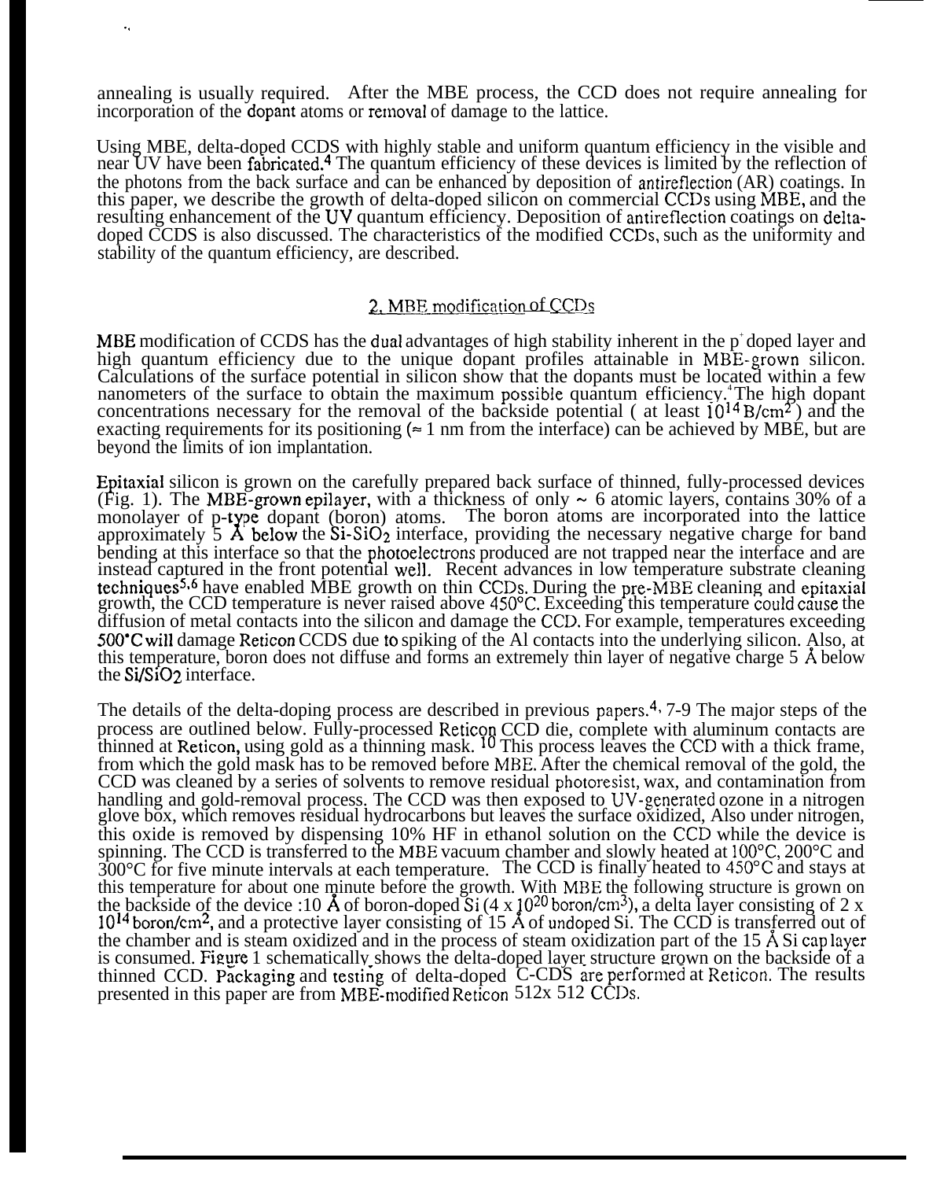annealing is usually required. After the MBE process, the CCD does not require annealing for incorporation of the dopant atoms or removal of damage to the lattice.

Using MBE, delta-doped CCDS with highly stable and uniform quantum efficiency in the visible and near UV have been fabricated.[4] The quantum efficiency of these devices is limited by the reflection of the photons from the back surface and can be enhanced by deposition of antireflection (AR) coatings. In this paper, we describe the growth of delta-doped silicon on commercial CCDs using MBE, and the resulting enhancement of the UV quantum efficiency. Deposition of antireflection coatings on delta-doped CCDS is also discussed. The characteristics of the modified CCDs, such as the uniformity and stability of the quantum efficiency, are described.

## 2. MBE modification of CCDs

MBE modification of CCDS has the dual advantages of high stability inherent in the $p^+$ doped layer and high quantum efficiency due to the unique dopant profiles attainable in MBE-grown silicon. Calculations of the surface potential in silicon show that the dopants must be located within a few nanometers of the surface to obtain the maximum possible quantum efficiency.[4] The high dopant concentrations necessary for the removal of the backside potential ( at least $10^{14}$ B/cm$^2$ ) and the exacting requirements for its positioning ($\approx$ 1 nm from the interface) can be achieved by MBE, but are beyond the limits of ion implantation.

Epitaxial silicon is grown on the carefully prepared back surface of thinned, fully-processed devices (Fig. 1). The MBE-grown epilayer, with a thickness of only ~ 6 atomic layers, contains 30% of a monolayer of p-type dopant (boron) atoms. The boron atoms are incorporated into the lattice approximately 5 Å below the $Si$-$SiO_2$ interface, providing the necessary negative charge for band bending at this interface so that the photoelectrons produced are not trapped near the interface and are instead captured in the front potential well. Recent advances in low temperature substrate cleaning techniques[5,6] have enabled MBE growth on thin CCDs. During the pre-MBE cleaning and epitaxial growth, the CCD temperature is never raised above 450°C. Exceeding this temperature could cause the diffusion of metal contacts into the silicon and damage the CCD. For example, temperatures exceeding 500°C will damage Reticon CCDS due to spiking of the Al contacts into the underlying silicon. Also, at this temperature, boron does not diffuse and forms an extremely thin layer of negative charge 5 Å below the $Si/SiO_2$ interface.

The details of the delta-doping process are described in previous papers.[4, 7-9] The major steps of the process are outlined below. Fully-processed Reticon CCD die, complete with aluminum contacts are thinned at Reticon, using gold as a thinning mask.[10] This process leaves the CCD with a thick frame, from which the gold mask has to be removed before MBE. After the chemical removal of the gold, the CCD was cleaned by a series of solvents to remove residual photoresist, wax, and contamination from handling and gold-removal process. The CCD was then exposed to UV-generated ozone in a nitrogen glove box, which removes residual hydrocarbons but leaves the surface oxidized, Also under nitrogen, this oxide is removed by dispensing 10% HF in ethanol solution on the CCD while the device is spinning. The CCD is transferred to the MBE vacuum chamber and slowly heated at 100°C, 200°C and 300°C for five minute intervals at each temperature. The CCD is finally heated to 450°C and stays at this temperature for about one minute before the growth. With MBE the following structure is grown on the backside of the device :10 Å of boron-doped Si (4 x $10^{20}$ boron/cm$^3$), a delta layer consisting of 2 x $10^{14}$ boron/cm$^2$, and a protective layer consisting of 15 Å of undoped Si. The CCD is transferred out of the chamber and is steam oxidized and in the process of steam oxidization part of the 15 Å Si cap layer is consumed. Figure 1 schematically shows the delta-doped layer structure grown on the backside of a thinned CCD. Packaging and testing of delta-doped C-CDS are performed at Reticon. The results presented in this paper are from MBE-modified Reticon 512x 512 CCDs.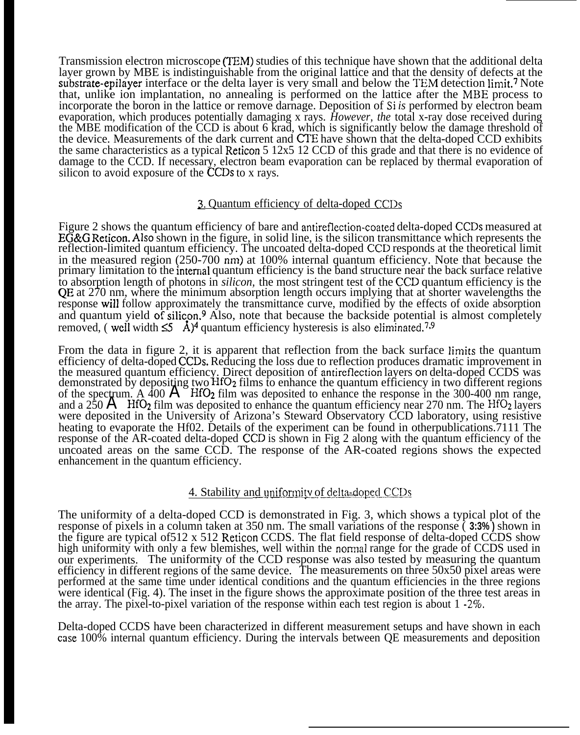Transmission electron microscope (TEM) studies of this technique have shown that the additional delta layer grown by MBE is indistinguishable from the original lattice and that the density of defects at the substrate-epilayer interface or the delta layer is very small and below the TEM detection limit.[7] Note that, unlike ion implantation, no annealing is performed on the lattice after the MBE process to incorporate the boron in the lattice or remove damage. Deposition of Si *is* performed by electron beam evaporation, which produces potentially damaging x rays. *However, the* total x-ray dose received during the MBE modification of the CCD is about 6 krad, which is significantly below the damage threshold of the device. Measurements of the dark current and CTE have shown that the delta-doped CCD exhibits the same characteristics as a typical Reticon 512x512 CCD of this grade and that there is no evidence of damage to the CCD. If necessary, electron beam evaporation can be replaced by thermal evaporation of silicon to avoid exposure of the CCDs to x rays.

## 3. Quantum efficiency of delta-doped CCDs

Figure 2 shows the quantum efficiency of bare and antireflection-coated delta-doped CCDs measured at EG&G Reticon. Also shown in the figure, in solid line, is the silicon transmittance which represents the reflection-limited quantum efficiency. The uncoated delta-doped CCD responds at the theoretical limit in the measured region (250-700 nm) at 100% internal quantum efficiency. Note that because the primary limitation to the internal quantum efficiency is the band structure near the back surface relative to absorption length of photons in *silicon,* the most stringent test of the CCD quantum efficiency is the QE at 270 nm, where the minimum absorption length occurs implying that at shorter wavelengths the response will follow approximately the transmittance curve, modified by the effects of oxide absorption and quantum yield of silicon.[9] Also, note that because the backside potential is almost completely removed, ( well width ≤5 Å)[4] quantum efficiency hysteresis is also eliminated.[7,9]

From the data in figure 2, it is apparent that reflection from the back surface limits the quantum efficiency of delta-doped CCDs. Reducing the loss due to reflection produces dramatic improvement in the measured quantum efficiency. Direct deposition of antireflection layers on delta-doped CCDS was demonstrated by depositing two $HfO_2$ films to enhance the quantum efficiency in two different regions of the spectrum. A 400 Å $HfO_2$ film was deposited to enhance the response in the 300-400 nm range, and a 250 Å $HfO_2$ film was deposited to enhance the quantum efficiency near 270 nm. The $HfO_2$ layers were deposited in the University of Arizona's Steward Observatory CCD laboratory, using resistive heating to evaporate the Hf02. Details of the experiment can be found in otherpublications.7111 The response of the AR-coated delta-doped CCD is shown in Fig 2 along with the quantum efficiency of the uncoated areas on the same CCD. The response of the AR-coated regions shows the expected enhancement in the quantum efficiency.

## 4. Stability and uniformity of delta-doped CCDs

The uniformity of a delta-doped CCD is demonstrated in Fig. 3, which shows a typical plot of the response of pixels in a column taken at 350 nm. The small variations of the response ( 3:3% ) shown in the figure are typical of512 x 512 Reticon CCDS. The flat field response of delta-doped CCDS show high uniformity with only a few blemishes, well within the normal range for the grade of CCDS used in our experiments. The uniformity of the CCD response was also tested by measuring the quantum efficiency in different regions of the same device. The measurements on three 50x50 pixel areas were performed at the same time under identical conditions and the quantum efficiencies in the three regions were identical (Fig. 4). The inset in the figure shows the approximate position of the three test areas in the array. The pixel-to-pixel variation of the response within each test region is about 1 -2%.

Delta-doped CCDS have been characterized in different measurement setups and have shown in each case 100% internal quantum efficiency. During the intervals between QE measurements and deposition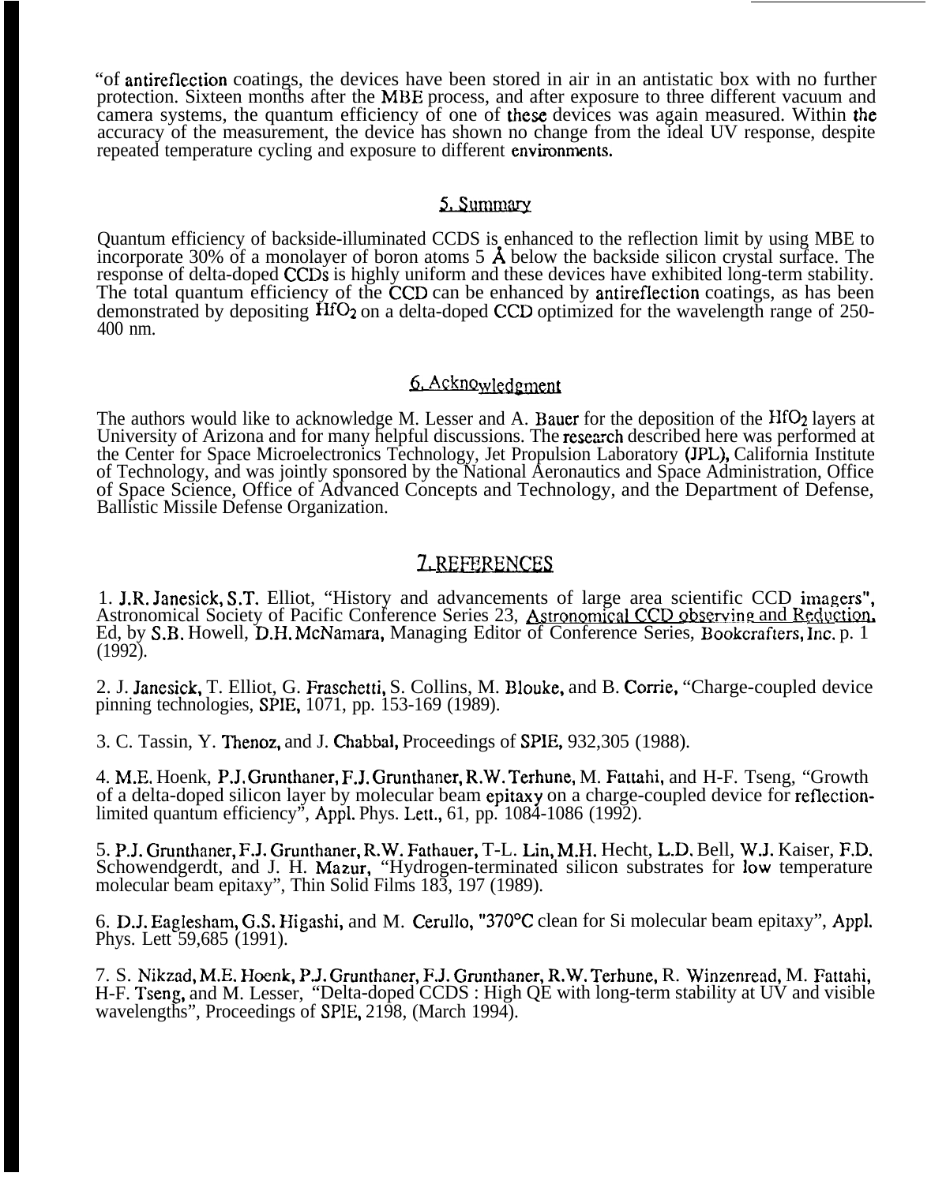"of antireflection coatings, the devices have been stored in air in an antistatic box with no further protection. Sixteen months after the MBE process, and after exposure to three different vacuum and camera systems, the quantum efficiency of one of these devices was again measured. Within the accuracy of the measurement, the device has shown no change from the ideal UV response, despite repeated temperature cycling and exposure to different environments.

## 5. Summary

Quantum efficiency of backside-illuminated CCDS is enhanced to the reflection limit by using MBE to incorporate 30% of a monolayer of boron atoms 5 Å below the backside silicon crystal surface. The response of delta-doped CCDs is highly uniform and these devices have exhibited long-term stability. The total quantum efficiency of the CCD can be enhanced by antireflection coatings, as has been demonstrated by depositing $HfO_2$ on a delta-doped CCD optimized for the wavelength range of 250-400 nm.

## 6. Acknowledgment

The authors would like to acknowledge M. Lesser and A. Bauer for the deposition of the $HfO_2$ layers at University of Arizona and for many helpful discussions. The research described here was performed at the Center for Space Microelectronics Technology, Jet Propulsion Laboratory (JPL), California Institute of Technology, and was jointly sponsored by the National Aeronautics and Space Administration, Office of Space Science, Office of Advanced Concepts and Technology, and the Department of Defense, Ballistic Missile Defense Organization.

## 7. REFERENCES

1. J.R. Janesick, S.T. Elliot, "History and advancements of large area scientific CCD imagers", Astronomical Society of Pacific Conference Series 23, Astronomical CCD observing and Reduction, Ed, by S.B. Howell, D.H. McNamara, Managing Editor of Conference Series, Bookcrafters, Inc. p. 1 (1992).

2. J. Janesick, T. Elliot, G. Fraschetti, S. Collins, M. Blouke, and B. Corrie, "Charge-coupled device pinning technologies, SPIE, 1071, pp. 153-169 (1989).

3. C. Tassin, Y. Thenoz, and J. Chabbal, Proceedings of SPIE, 932,305 (1988).

4. M.E. Hoenk, P.J. Grunthaner, F.J. Grunthaner, R.W. Terhune, M. Fattahi, and H-F. Tseng, "Growth of a delta-doped silicon layer by molecular beam epitaxy on a charge-coupled device for reflection-limited quantum efficiency", Appl. Phys. Lett., 61, pp. 1084-1086 (1992).

5. P.J. Grunthaner, F.J. Grunthaner, R.W. Fathauer, T-L. Lin, M.H. Hecht, L.D. Bell, W.J. Kaiser, F.D. Schowendgerdt, and J. H. Mazur, "Hydrogen-terminated silicon substrates for low temperature molecular beam epitaxy", Thin Solid Films 183, 197 (1989).

6. D.J. Eaglesham, G.S. Higashi, and M. Cerullo, "370°C clean for Si molecular beam epitaxy", Appl. Phys. Lett 59,685 (1991).

7. S. Nikzad, M.E. Hoenk, P.J. Grunthaner, F.J. Grunthaner, R.W. Terhune, R. Winzenread, M. Fattahi, H-F. Tseng, and M. Lesser, "Delta-doped CCDS : High QE with long-term stability at UV and visible wavelengths", Proceedings of SPIE, 2198, (March 1994).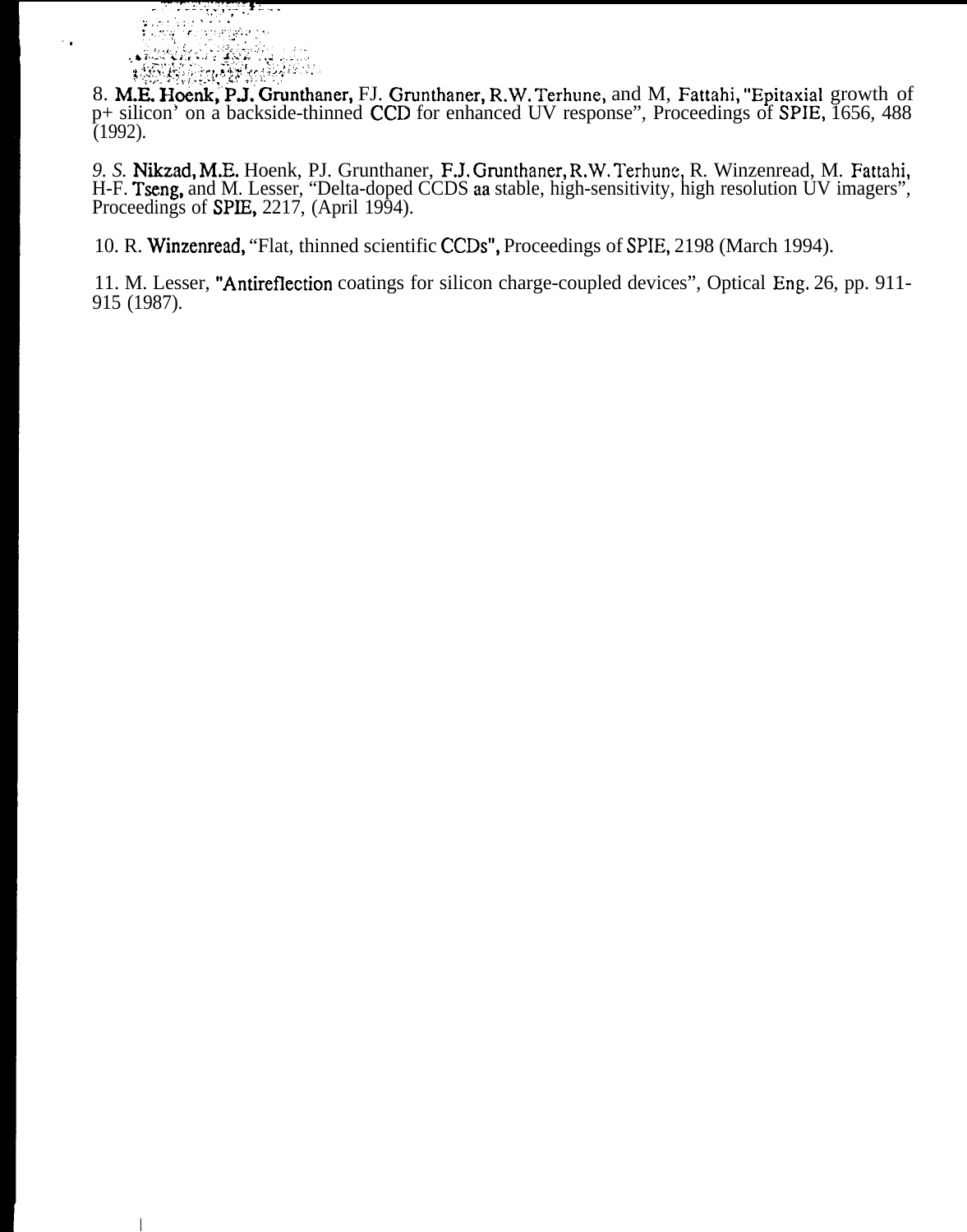8. M.E. Hoenk, P.J. Grunthaner, FJ. Grunthaner, R.W. Terhune, and M, Fattahi, "Epitaxial growth of p+ silicon' on a backside-thinned CCD for enhanced UV response", Proceedings of SPIE, 1656, 488 (1992).

9. S. Nikzad, M.E. Hoenk, PJ. Grunthaner, F.J. Grunthaner, R.W. Terhune, R. Winzenread, M. Fattahi, H-F. Tseng, and M. Lesser, "Delta-doped CCDS aa stable, high-sensitivity, high resolution UV imagers", Proceedings of SPIE, 2217, (April 1994).

10. R. Winzenread, "Flat, thinned scientific CCDs", Proceedings of SPIE, 2198 (March 1994).

11. M. Lesser, "Antireflection coatings for silicon charge-coupled devices", Optical Eng. 26, pp. 911-915 (1987).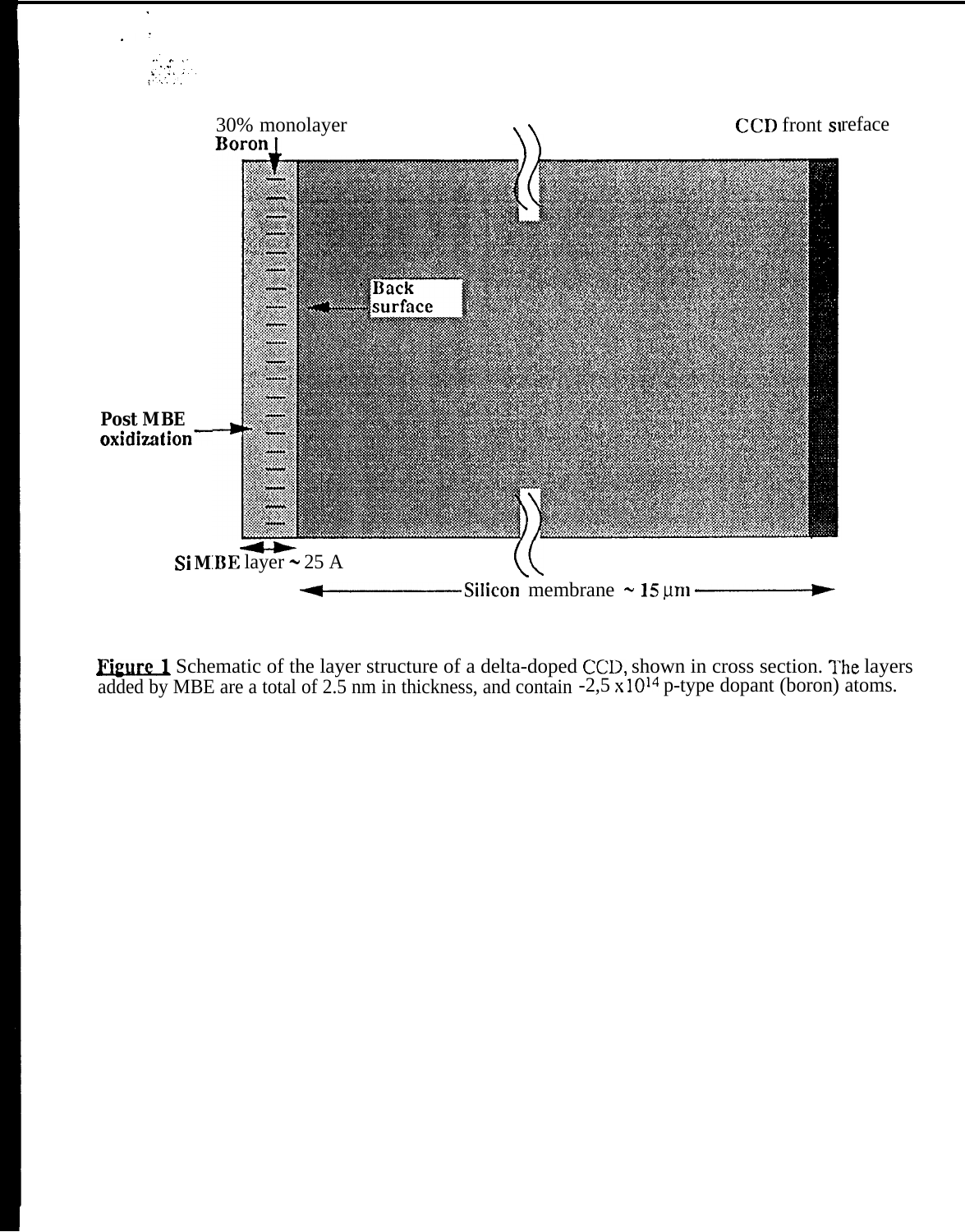30% monolayer
Boron

CCD front sureface

Back surface

Post MBE oxidization

Si MBE layer ~ 25 A

Silicon membrane ~ 15 μm

**Figure 1** Schematic of the layer structure of a delta-doped CCD, shown in cross section. The layers added by MBE are a total of 2.5 nm in thickness, and contain ~2.5 x $10^{14}$ p-type dopant (boron) atoms.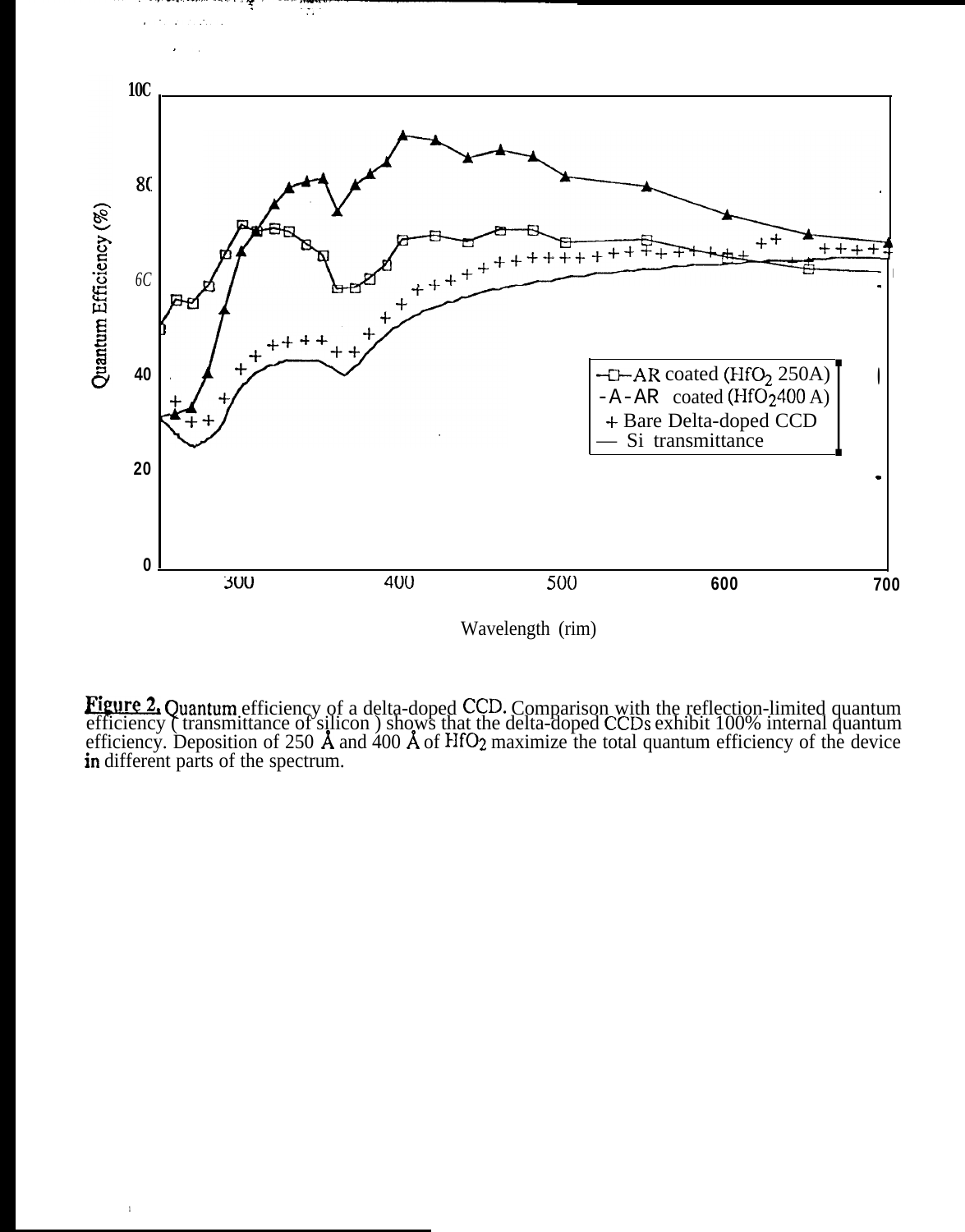Figure 2. Quantum efficiency of a delta-doped CCD. Comparison with the reflection-limited quantum efficiency ( transmittance of silicon ) shows that the delta-doped CCDs exhibit 100% internal quantum efficiency. Deposition of 250 Å and 400 Å of $HfO_2$ maximize the total quantum efficiency of the device in different parts of the spectrum.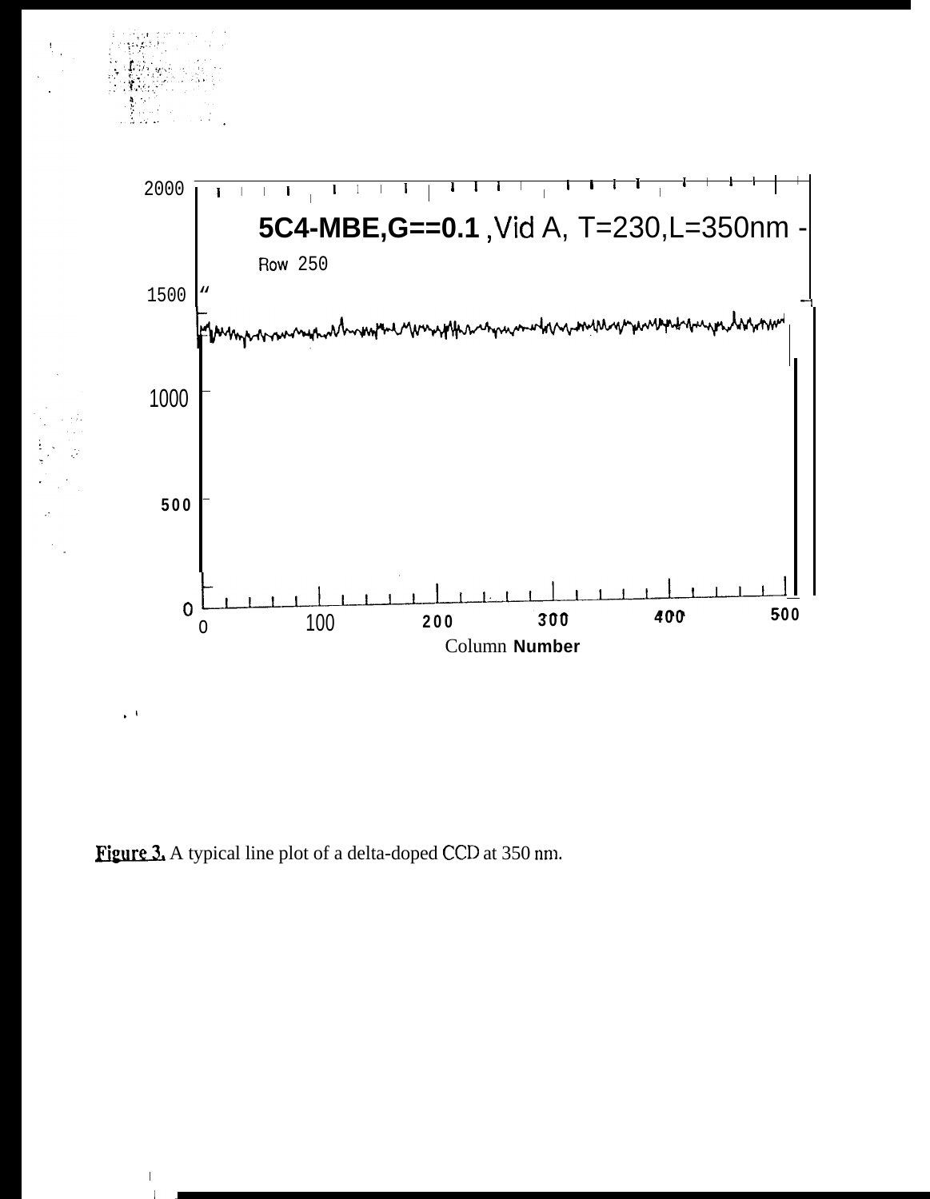**Figure 3.** A typical line plot of a delta-doped CCD at 350 nm.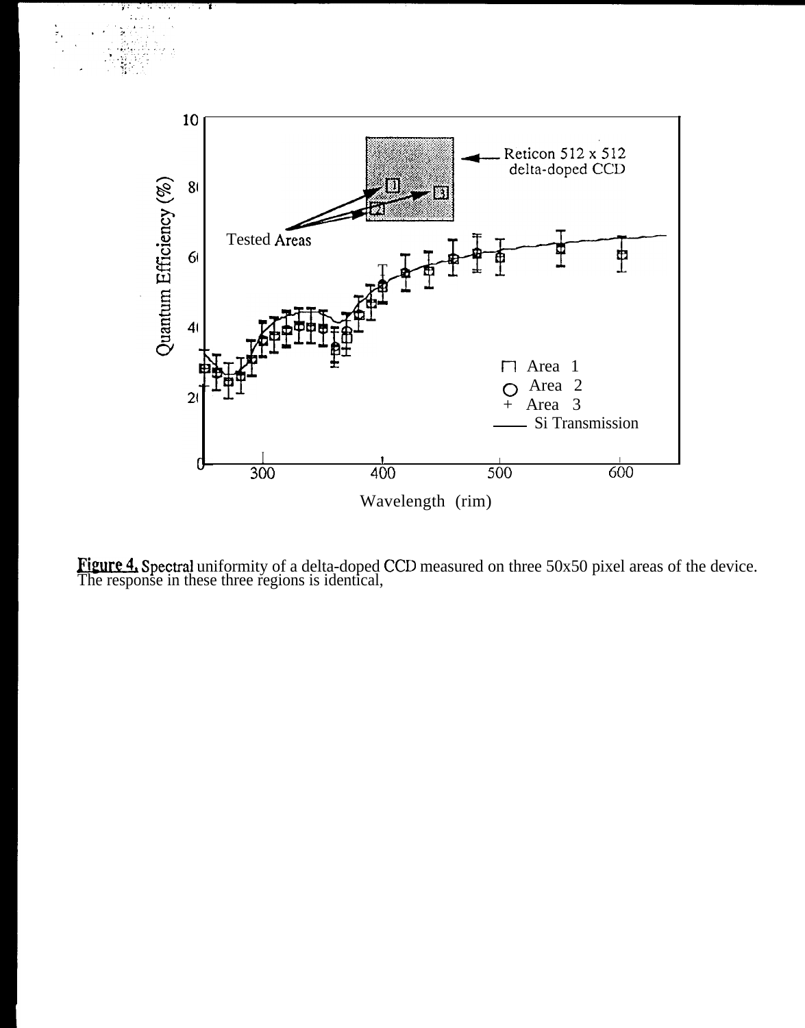10

8(

6(

4(

2(

0

300

400

500

600

Wavelength (rim)

Quantum Efficiency (%)

Reticon 512 x 512 delta-doped CCD

Tested Areas

Area 1

Area 2

Area 3

Si Transmission

**Figure 4.** Spectral uniformity of a delta-doped CCD measured on three 50x50 pixel areas of the device. The response in these three regions is identical,